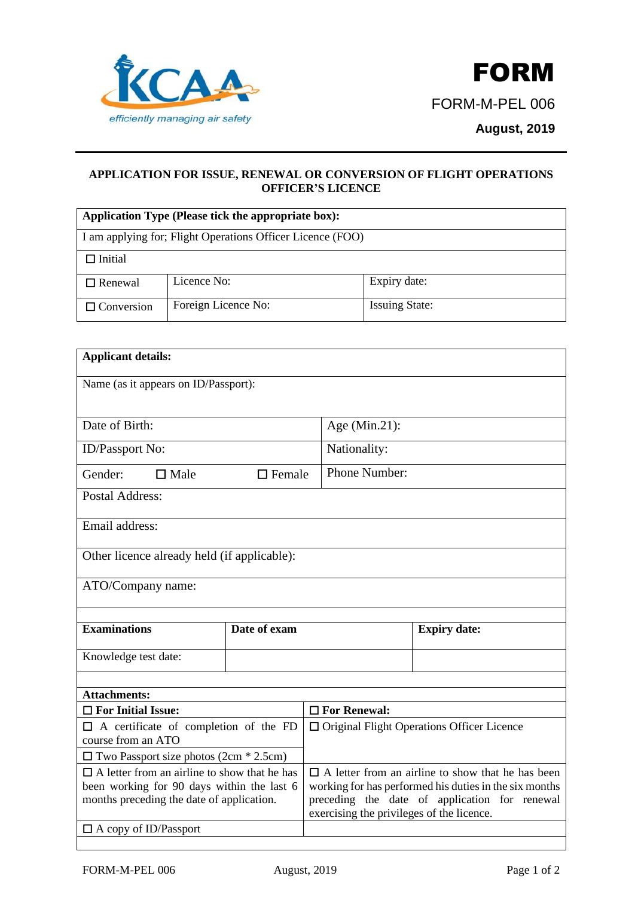KCAA
*efficiently managing air safety*

**FORM**

FORM-M-PEL 006

**August, 2019**

---

**APPLICATION FOR ISSUE, RENEWAL OR CONVERSION OF FLIGHT OPERATIONS OFFICER'S LICENCE**

| **Application Type (Please tick the appropriate box):** | | |
|---|---|---|
| I am applying for; Flight Operations Officer Licence (FOO) | | |
| ☐ Initial | | |
| ☐ Renewal | Licence No: | Expiry date: |
| ☐ Conversion | Foreign Licence No: | Issuing State: |

| **Applicant details:** | | |
|---|---|---|
| Name (as it appears on ID/Passport): | | |
| Date of Birth: | | Age (Min.21): |
| ID/Passport No: | | Nationality: |
| Gender: ☐ Male | ☐ Female | Phone Number: |
| Postal Address: | | |
| Email address: | | |
| Other licence already held (if applicable): | | |
| ATO/Company name: | | |

| **Examinations** | **Date of exam** | **Expiry date:** |
|---|---|---|
| Knowledge test date: | | |

| **Attachments:** | |
|---|---|
| ☐ **For Initial Issue:** | ☐ **For Renewal:** |
| ☐ A certificate of completion of the FD course from an ATO | ☐ Original Flight Operations Officer Licence |
| ☐ Two Passport size photos (2cm * 2.5cm) | |
| ☐ A letter from an airline to show that he has been working for 90 days within the last 6 months preceding the date of application. | ☐ A letter from an airline to show that he has been working for has performed his duties in the six months preceding the date of application for renewal exercising the privileges of the licence. |
| ☐ A copy of ID/Passport | |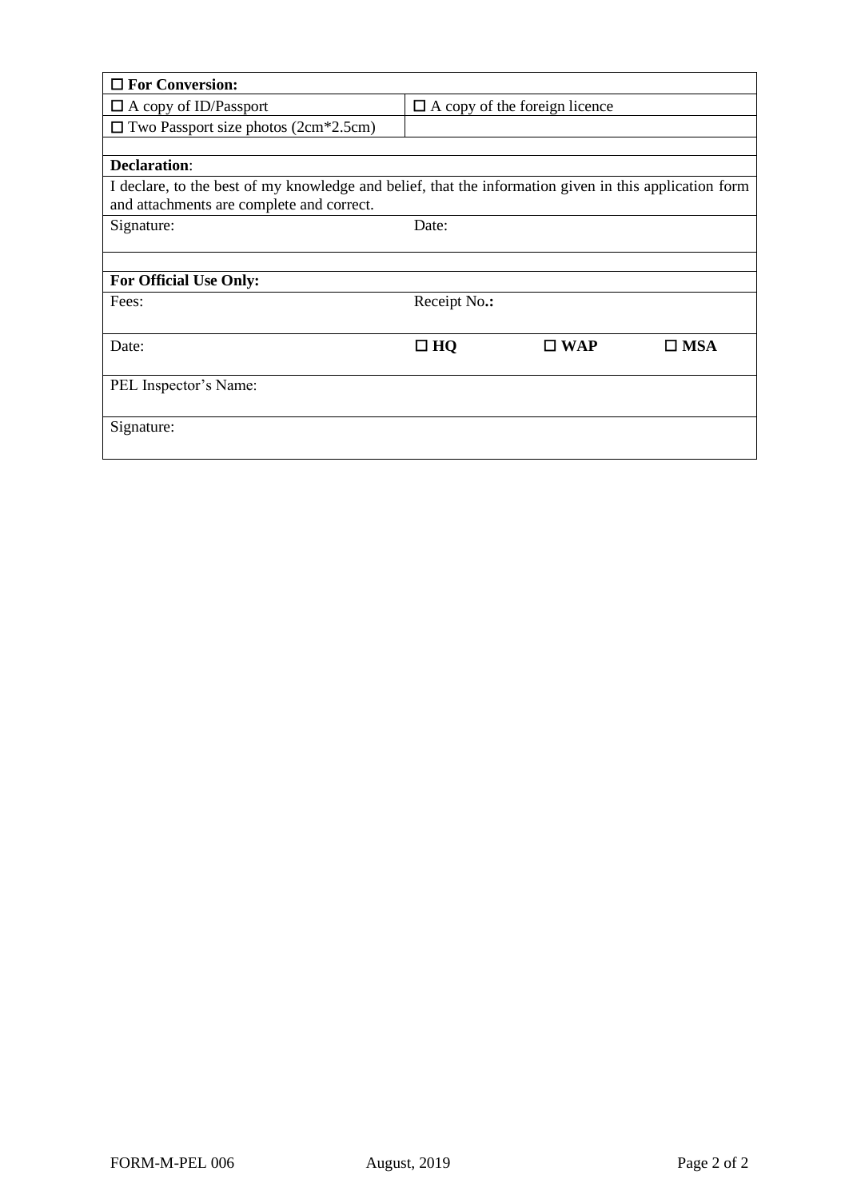| | | | |
|---|---|---|---|
| ☐ **For Conversion:** | | | |
| ☐ A copy of ID/Passport | ☐ A copy of the foreign licence | | |
| ☐ Two Passport size photos (2cm*2.5cm) | | | |
| | | | |
| **Declaration**: | | | |
| I declare, to the best of my knowledge and belief, that the information given in this application form and attachments are complete and correct. | | | |
| Signature: | Date: | | |
| | | | |
| **For Official Use Only:** | | | |
| Fees: | Receipt No**.:** | | |
| Date: | ☐ **HQ** | ☐ **WAP** | ☐ **MSA** |
| PEL Inspector's Name: | | | |
| Signature: | | | |

FORM-M-PEL 006 August, 2019